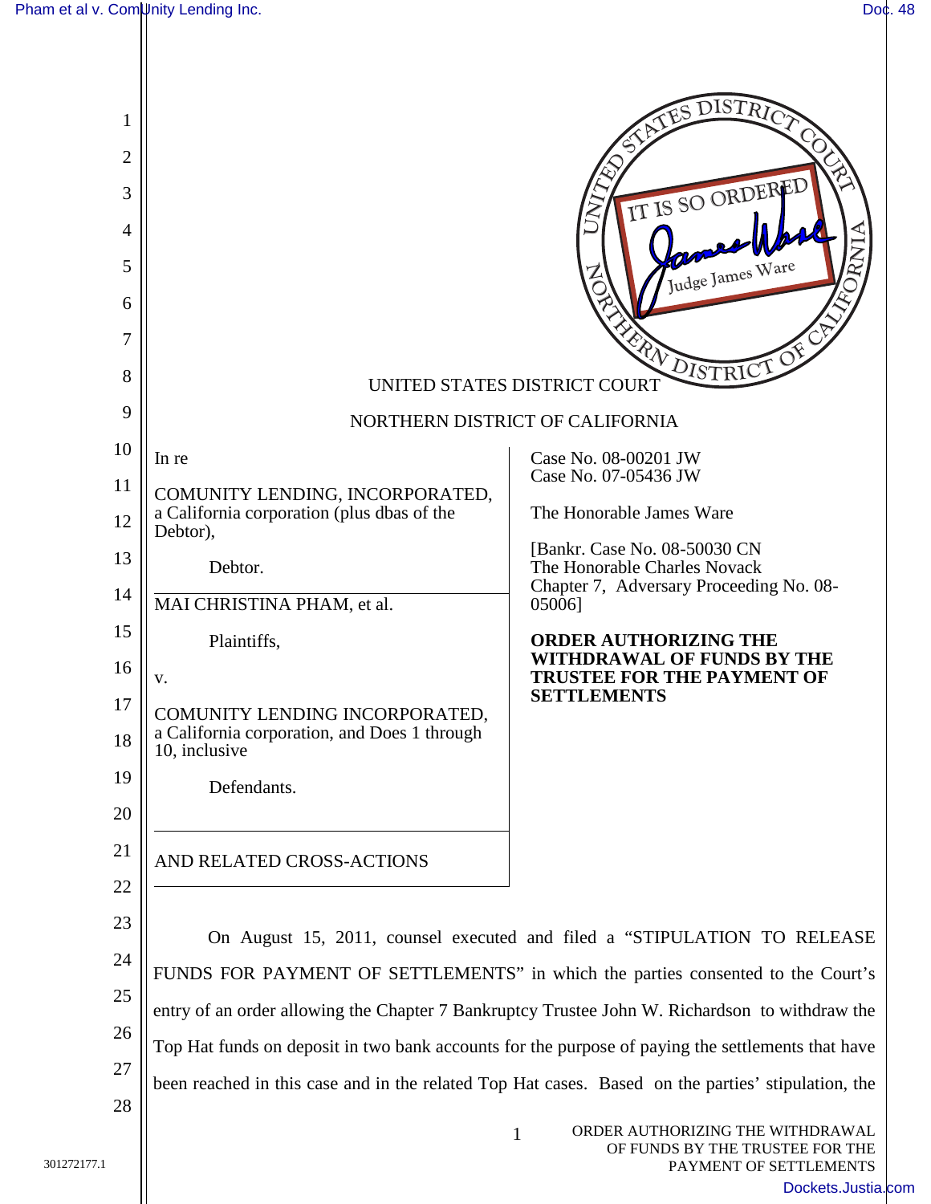UNITED STATES DISTRICT COURT

NORTHERN DISTRICT OF CALIFORNIA

| | |
|---|---|
| In re<br><br>COMUNITY LENDING, INCORPORATED, a California corporation (plus dbas of the Debtor),<br><br>Debtor. | Case No. 08-00201 JW<br>Case No. 07-05436 JW<br><br>The Honorable James Ware<br><br>[Bankr. Case No. 08-50030 CN<br>The Honorable Charles Novack<br>Chapter 7, Adversary Proceeding No. 08-05006] |
| MAI CHRISTINA PHAM, et al.<br><br>Plaintiffs,<br><br>v.<br><br>COMUNITY LENDING INCORPORATED, a California corporation, and Does 1 through 10, inclusive<br><br>Defendants. | **ORDER AUTHORIZING THE WITHDRAWAL OF FUNDS BY THE TRUSTEE FOR THE PAYMENT OF SETTLEMENTS** |
| AND RELATED CROSS-ACTIONS | |

On August 15, 2011, counsel executed and filed a "STIPULATION TO RELEASE FUNDS FOR PAYMENT OF SETTLEMENTS" in which the parties consented to the Court's entry of an order allowing the Chapter 7 Bankruptcy Trustee John W. Richardson to withdraw the Top Hat funds on deposit in two bank accounts for the purpose of paying the settlements that have been reached in this case and in the related Top Hat cases. Based on the parties' stipulation, the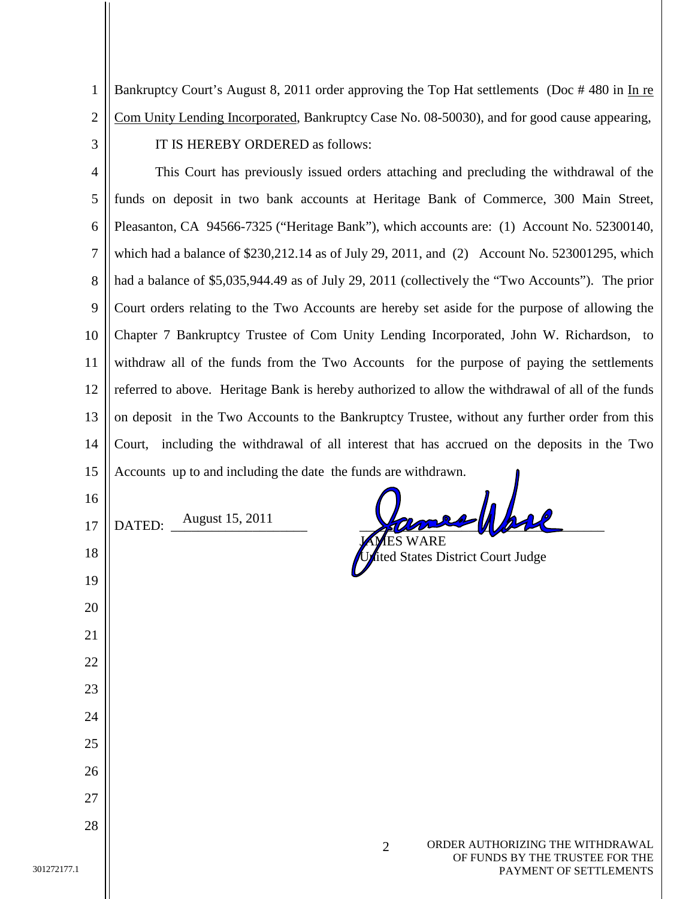Bankruptcy Court's August 8, 2011 order approving the Top Hat settlements (Doc # 480 in In re Com Unity Lending Incorporated, Bankruptcy Case No. 08-50030), and for good cause appearing,

IT IS HEREBY ORDERED as follows:

This Court has previously issued orders attaching and precluding the withdrawal of the funds on deposit in two bank accounts at Heritage Bank of Commerce, 300 Main Street, Pleasanton, CA 94566-7325 ("Heritage Bank"), which accounts are: (1) Account No. 52300140, which had a balance of $230,212.14 as of July 29, 2011, and (2) Account No. 523001295, which had a balance of $5,035,944.49 as of July 29, 2011 (collectively the "Two Accounts"). The prior Court orders relating to the Two Accounts are hereby set aside for the purpose of allowing the Chapter 7 Bankruptcy Trustee of Com Unity Lending Incorporated, John W. Richardson, to withdraw all of the funds from the Two Accounts for the purpose of paying the settlements referred to above. Heritage Bank is hereby authorized to allow the withdrawal of all of the funds on deposit in the Two Accounts to the Bankruptcy Trustee, without any further order from this Court, including the withdrawal of all interest that has accrued on the deposits in the Two Accounts up to and including the date the funds are withdrawn.

DATED: August 15, 2011

JAMES WARE
United States District Court Judge

ORDER AUTHORIZING THE WITHDRAWAL OF FUNDS BY THE TRUSTEE FOR THE PAYMENT OF SETTLEMENTS